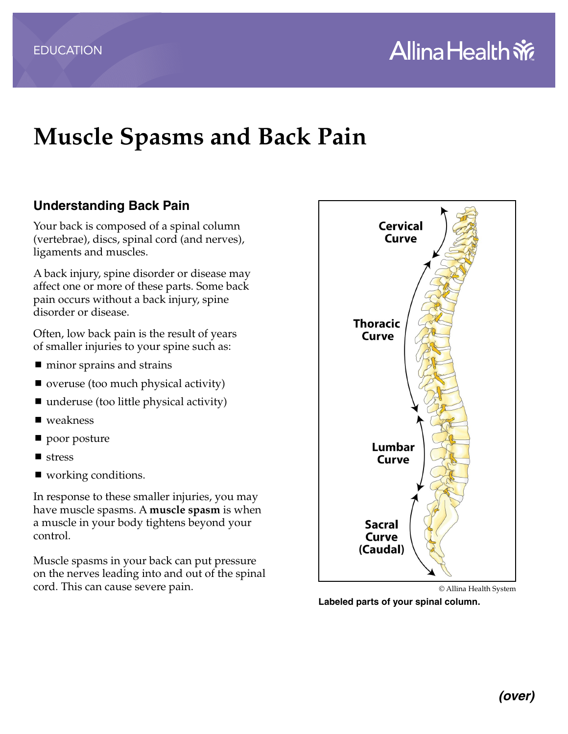EDUCATION

# Muscle Spasms and Back Pain

## Understanding Back Pain

Your back is composed of a spinal column (vertebrae), discs, spinal cord (and nerves), ligaments and muscles.

A back injury, spine disorder or disease may affect one or more of these parts. Some back pain occurs without a back injury, spine disorder or disease.

Often, low back pain is the result of years of smaller injuries to your spine such as:

- minor sprains and strains
- overuse (too much physical activity)
- underuse (too little physical activity)
- weakness
- poor posture
- stress
- working conditions.

In response to these smaller injuries, you may have muscle spasms. A **muscle spasm** is when a muscle in your body tightens beyond your control.

Muscle spasms in your back can put pressure on the nerves leading into and out of the spinal cord. This can cause severe pain.

Cervical Curve

Thoracic Curve

Lumbar Curve

Sacral Curve (Caudal)

© Allina Health System

**Labeled parts of your spinal column.**

***(over)***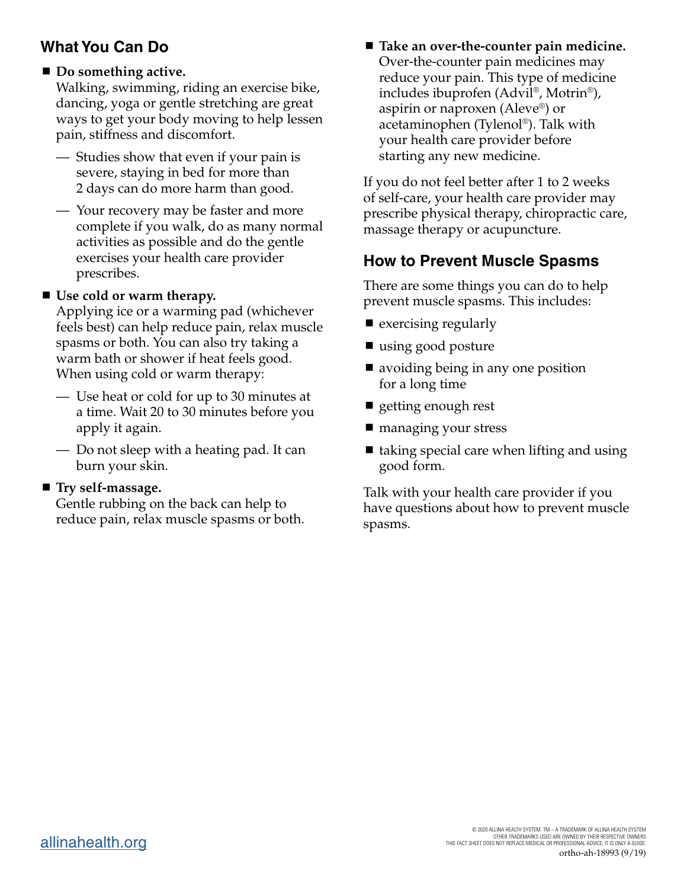## What You Can Do

- **Do something active.**
  Walking, swimming, riding an exercise bike, dancing, yoga or gentle stretching are great ways to get your body moving to help lessen pain, stiffness and discomfort.
  - Studies show that even if your pain is severe, staying in bed for more than 2 days can do more harm than good.
  - Your recovery may be faster and more complete if you walk, do as many normal activities as possible and do the gentle exercises your health care provider prescribes.
- **Use cold or warm therapy.**
  Applying ice or a warming pad (whichever feels best) can help reduce pain, relax muscle spasms or both. You can also try taking a warm bath or shower if heat feels good. When using cold or warm therapy:
  - Use heat or cold for up to 30 minutes at a time. Wait 20 to 30 minutes before you apply it again.
  - Do not sleep with a heating pad. It can burn your skin.
- **Try self-massage.**
  Gentle rubbing on the back can help to reduce pain, relax muscle spasms or both.
- **Take an over-the-counter pain medicine.**
  Over-the-counter pain medicines may reduce your pain. This type of medicine includes ibuprofen (Advil®, Motrin®), aspirin or naproxen (Aleve®) or acetaminophen (Tylenol®). Talk with your health care provider before starting any new medicine.

If you do not feel better after 1 to 2 weeks of self-care, your health care provider may prescribe physical therapy, chiropractic care, massage therapy or acupuncture.

## How to Prevent Muscle Spasms

There are some things you can do to help prevent muscle spasms. This includes:

- exercising regularly
- using good posture
- avoiding being in any one position for a long time
- getting enough rest
- managing your stress
- taking special care when lifting and using good form.

Talk with your health care provider if you have questions about how to prevent muscle spasms.

allinahealth.org

© 2020 ALLINA HEALTH SYSTEM. TM – A TRADEMARK OF ALLINA HEALTH SYSTEM
OTHER TRADEMARKS USED ARE OWNED BY THEIR RESPECTIVE OWNERS
THIS FACT SHEET DOES NOT REPLACE MEDICAL OR PROFESSIONAL ADVICE; IT IS ONLY A GUIDE.
ortho-ah-18993 (9/19)